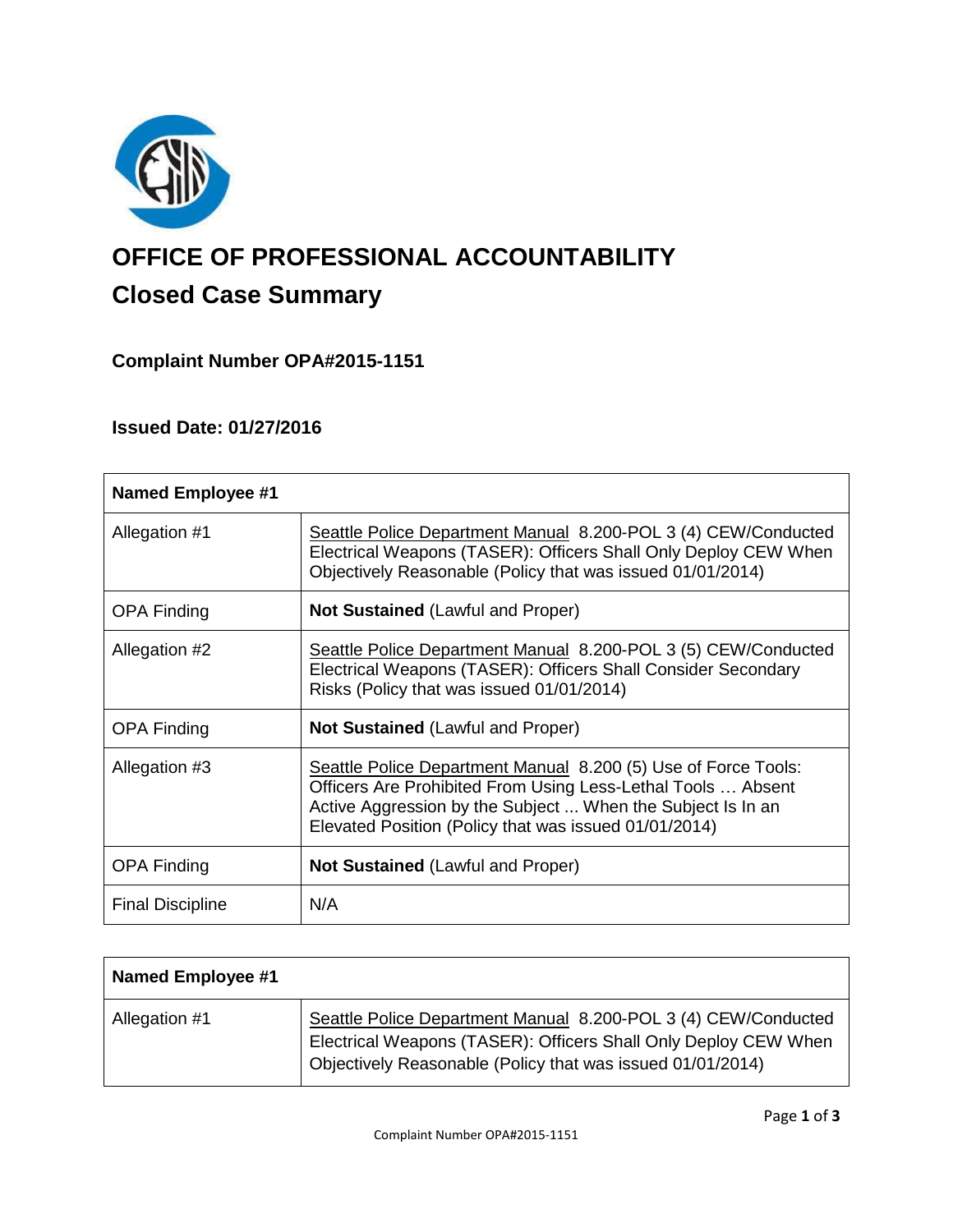# OFFICE OF PROFESSIONAL ACCOUNTABILITY

## Closed Case Summary

### Complaint Number OPA#2015-1151

### Issued Date: 01/27/2016

| **Named Employee #1** | |
|---|---|
| Allegation #1 | Seattle Police Department Manual 8.200-POL 3 (4) CEW/Conducted Electrical Weapons (TASER): Officers Shall Only Deploy CEW When Objectively Reasonable (Policy that was issued 01/01/2014) |
| OPA Finding | **Not Sustained** (Lawful and Proper) |
| Allegation #2 | Seattle Police Department Manual 8.200-POL 3 (5) CEW/Conducted Electrical Weapons (TASER): Officers Shall Consider Secondary Risks (Policy that was issued 01/01/2014) |
| OPA Finding | **Not Sustained** (Lawful and Proper) |
| Allegation #3 | Seattle Police Department Manual 8.200 (5) Use of Force Tools: Officers Are Prohibited From Using Less-Lethal Tools … Absent Active Aggression by the Subject ... When the Subject Is In an Elevated Position (Policy that was issued 01/01/2014) |
| OPA Finding | **Not Sustained** (Lawful and Proper) |
| Final Discipline | N/A |

| **Named Employee #1** | |
|---|---|
| Allegation #1 | Seattle Police Department Manual 8.200-POL 3 (4) CEW/Conducted Electrical Weapons (TASER): Officers Shall Only Deploy CEW When Objectively Reasonable (Policy that was issued 01/01/2014) |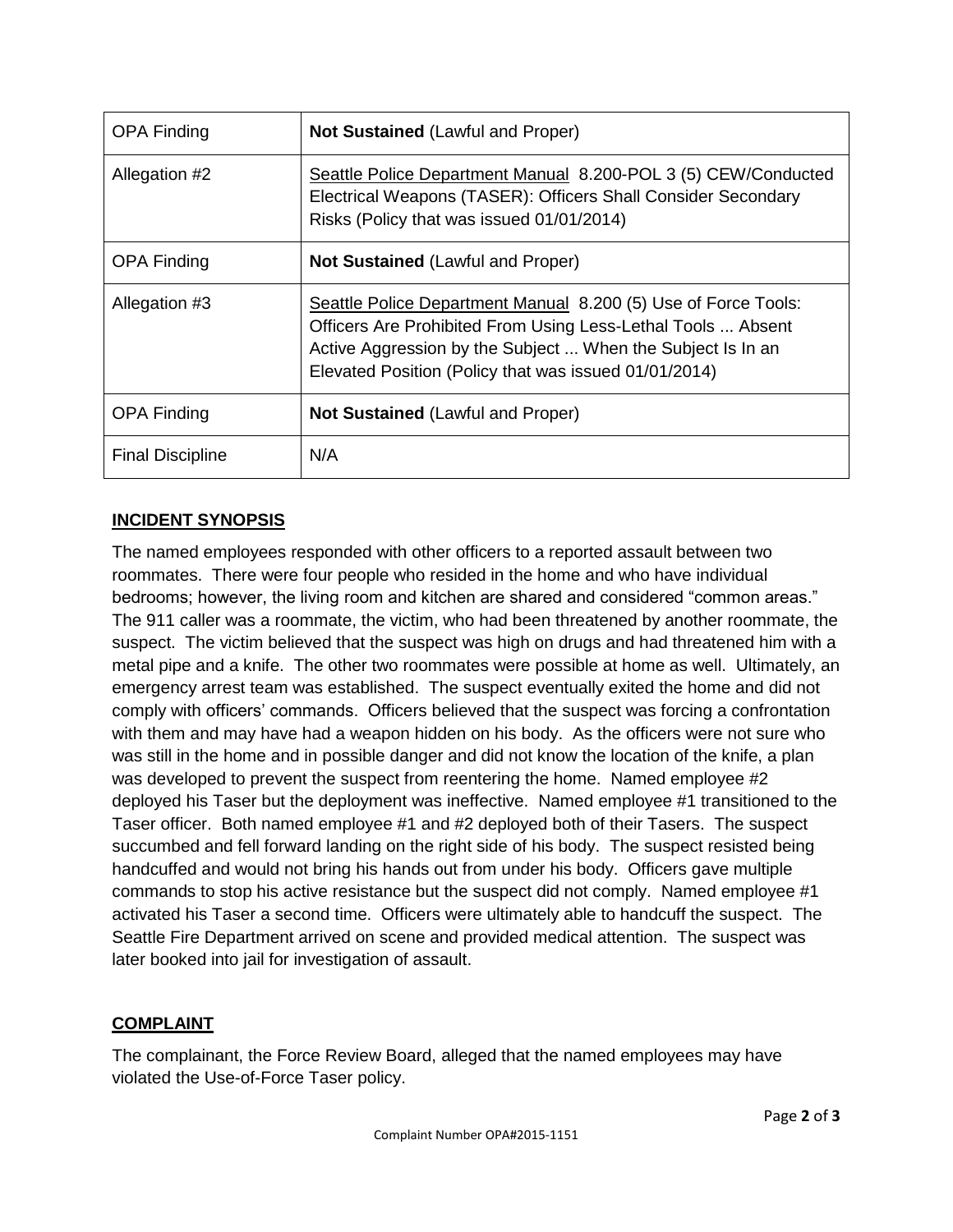| OPA Finding | **Not Sustained** (Lawful and Proper) |
|---|---|
| Allegation #2 | Seattle Police Department Manual 8.200-POL 3 (5) CEW/Conducted Electrical Weapons (TASER): Officers Shall Consider Secondary Risks (Policy that was issued 01/01/2014) |
| OPA Finding | **Not Sustained** (Lawful and Proper) |
| Allegation #3 | Seattle Police Department Manual 8.200 (5) Use of Force Tools: Officers Are Prohibited From Using Less-Lethal Tools ... Absent Active Aggression by the Subject ... When the Subject Is In an Elevated Position (Policy that was issued 01/01/2014) |
| OPA Finding | **Not Sustained** (Lawful and Proper) |
| Final Discipline | N/A |

## INCIDENT SYNOPSIS

The named employees responded with other officers to a reported assault between two roommates. There were four people who resided in the home and who have individual bedrooms; however, the living room and kitchen are shared and considered "common areas." The 911 caller was a roommate, the victim, who had been threatened by another roommate, the suspect. The victim believed that the suspect was high on drugs and had threatened him with a metal pipe and a knife. The other two roommates were possible at home as well. Ultimately, an emergency arrest team was established. The suspect eventually exited the home and did not comply with officers' commands. Officers believed that the suspect was forcing a confrontation with them and may have had a weapon hidden on his body. As the officers were not sure who was still in the home and in possible danger and did not know the location of the knife, a plan was developed to prevent the suspect from reentering the home. Named employee #2 deployed his Taser but the deployment was ineffective. Named employee #1 transitioned to the Taser officer. Both named employee #1 and #2 deployed both of their Tasers. The suspect succumbed and fell forward landing on the right side of his body. The suspect resisted being handcuffed and would not bring his hands out from under his body. Officers gave multiple commands to stop his active resistance but the suspect did not comply. Named employee #1 activated his Taser a second time. Officers were ultimately able to handcuff the suspect. The Seattle Fire Department arrived on scene and provided medical attention. The suspect was later booked into jail for investigation of assault.

## COMPLAINT

The complainant, the Force Review Board, alleged that the named employees may have violated the Use-of-Force Taser policy.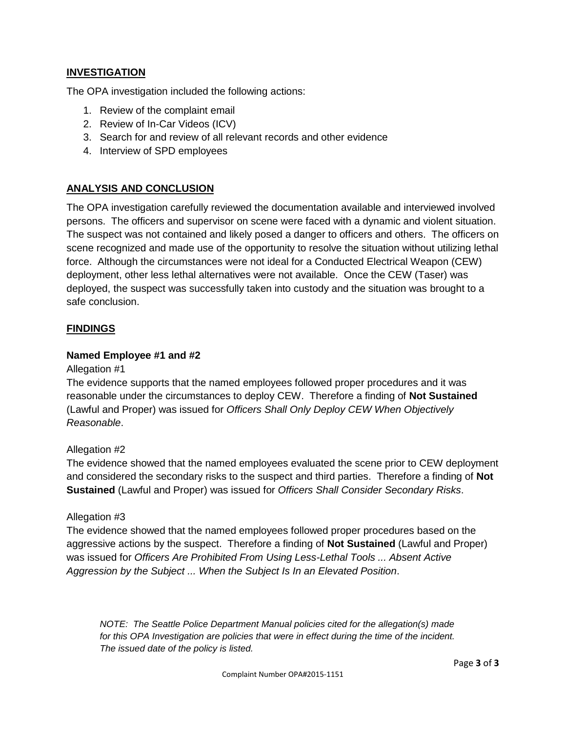## INVESTIGATION

The OPA investigation included the following actions:

1. Review of the complaint email
2. Review of In-Car Videos (ICV)
3. Search for and review of all relevant records and other evidence
4. Interview of SPD employees

## ANALYSIS AND CONCLUSION

The OPA investigation carefully reviewed the documentation available and interviewed involved persons. The officers and supervisor on scene were faced with a dynamic and violent situation. The suspect was not contained and likely posed a danger to officers and others. The officers on scene recognized and made use of the opportunity to resolve the situation without utilizing lethal force. Although the circumstances were not ideal for a Conducted Electrical Weapon (CEW) deployment, other less lethal alternatives were not available. Once the CEW (Taser) was deployed, the suspect was successfully taken into custody and the situation was brought to a safe conclusion.

## FINDINGS

**Named Employee #1 and #2**

Allegation #1

The evidence supports that the named employees followed proper procedures and it was reasonable under the circumstances to deploy CEW. Therefore a finding of **Not Sustained** (Lawful and Proper) was issued for *Officers Shall Only Deploy CEW When Objectively Reasonable*.

Allegation #2

The evidence showed that the named employees evaluated the scene prior to CEW deployment and considered the secondary risks to the suspect and third parties. Therefore a finding of **Not Sustained** (Lawful and Proper) was issued for *Officers Shall Consider Secondary Risks*.

Allegation #3

The evidence showed that the named employees followed proper procedures based on the aggressive actions by the suspect. Therefore a finding of **Not Sustained** (Lawful and Proper) was issued for *Officers Are Prohibited From Using Less-Lethal Tools ... Absent Active Aggression by the Subject ... When the Subject Is In an Elevated Position*.

*NOTE: The Seattle Police Department Manual policies cited for the allegation(s) made for this OPA Investigation are policies that were in effect during the time of the incident. The issued date of the policy is listed.*

Complaint Number OPA#2015-1151